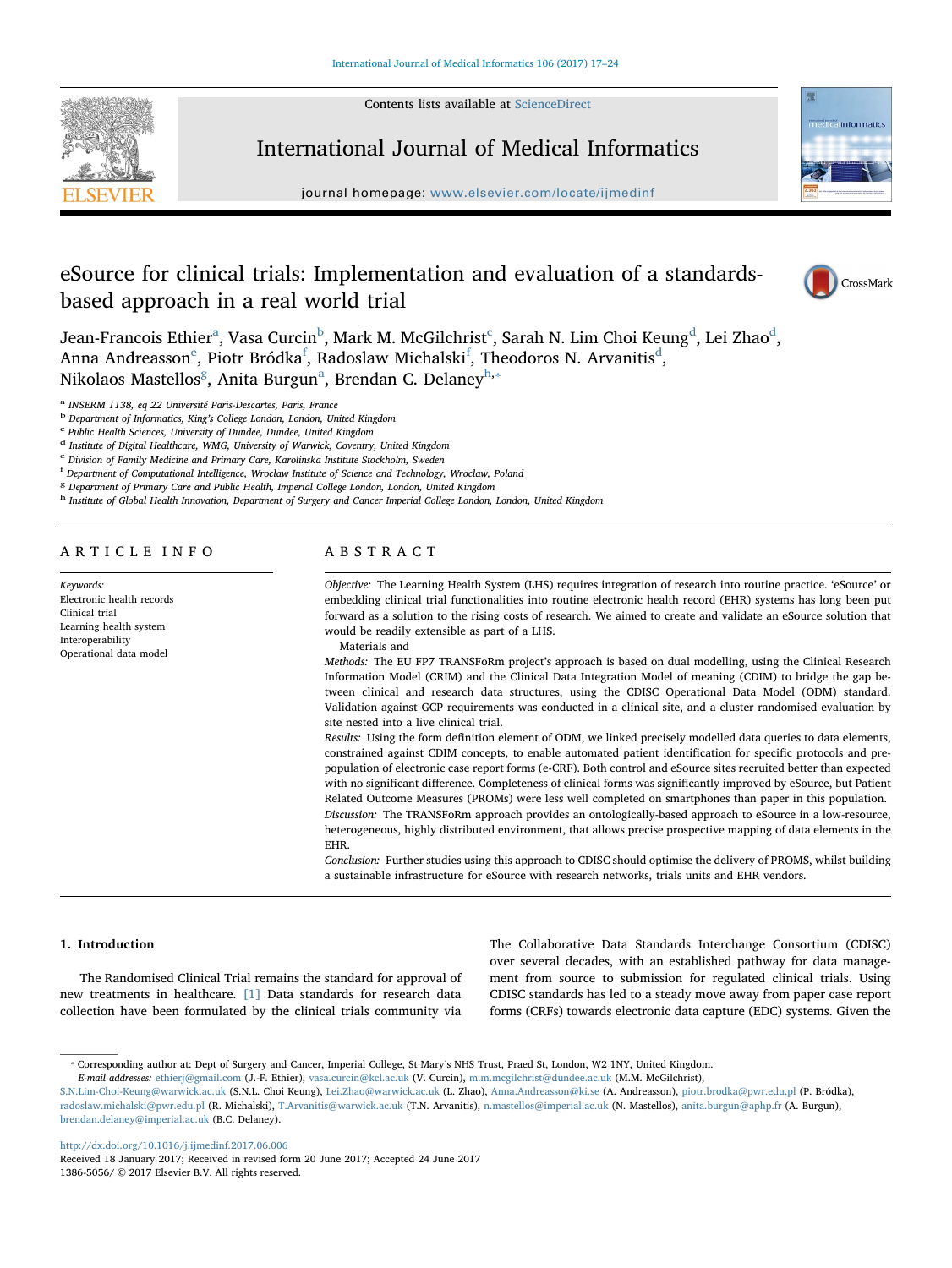# eSource for clinical trials: Implementation and evaluation of a standards-based approach in a real world trial

Jean-Francois Ethier[a], Vasa Curcin[b], Mark M. McGilchrist[c], Sarah N. Lim Choi Keung[d], Lei Zhao[d], Anna Andreasson[e], Piotr Bródka[f], Radoslaw Michalski[f], Theodoros N. Arvanitis[d], Nikolaos Mastellos[g], Anita Burgun[a], Brendan C. Delaney[h,*]

[a] INSERM 1138, eq 22 Université Paris-Descartes, Paris, France
[b] Department of Informatics, King's College London, London, United Kingdom
[c] Public Health Sciences, University of Dundee, Dundee, United Kingdom
[d] Institute of Digital Healthcare, WMG, University of Warwick, Coventry, United Kingdom
[e] Division of Family Medicine and Primary Care, Karolinska Institute Stockholm, Sweden
[f] Department of Computational Intelligence, Wroclaw Institute of Science and Technology, Wroclaw, Poland
[g] Department of Primary Care and Public Health, Imperial College London, London, United Kingdom
[h] Institute of Global Health Innovation, Department of Surgery and Cancer Imperial College London, London, United Kingdom

## ARTICLE INFO

*Keywords:*
Electronic health records
Clinical trial
Learning health system
Interoperability
Operational data model

## ABSTRACT

*Objective:* The Learning Health System (LHS) requires integration of research into routine practice. 'eSource' or embedding clinical trial functionalities into routine electronic health record (EHR) systems has long been put forward as a solution to the rising costs of research. We aimed to create and validate an eSource solution that would be readily extensible as part of a LHS.

Materials and

*Methods:* The EU FP7 TRANSFoRm project's approach is based on dual modelling, using the Clinical Research Information Model (CRIM) and the Clinical Data Integration Model of meaning (CDIM) to bridge the gap between clinical and research data structures, using the CDISC Operational Data Model (ODM) standard. Validation against GCP requirements was conducted in a clinical site, and a cluster randomised evaluation by site nested into a live clinical trial.

*Results:* Using the form definition element of ODM, we linked precisely modelled data queries to data elements, constrained against CDIM concepts, to enable automated patient identification for specific protocols and prepopulation of electronic case report forms (e-CRF). Both control and eSource sites recruited better than expected with no significant difference. Completeness of clinical forms was significantly improved by eSource, but Patient Related Outcome Measures (PROMs) were less well completed on smartphones than paper in this population.

*Discussion:* The TRANSFoRm approach provides an ontologically-based approach to eSource in a low-resource, heterogeneous, highly distributed environment, that allows precise prospective mapping of data elements in the EHR.

*Conclusion:* Further studies using this approach to CDISC should optimise the delivery of PROMS, whilst building a sustainable infrastructure for eSource with research networks, trials units and EHR vendors.

## 1. Introduction

The Randomised Clinical Trial remains the standard for approval of new treatments in healthcare. [1] Data standards for research data collection have been formulated by the clinical trials community via The Collaborative Data Standards Interchange Consortium (CDISC) over several decades, with an established pathway for data management from source to submission for regulated clinical trials. Using CDISC standards has led to a steady move away from paper case report forms (CRFs) towards electronic data capture (EDC) systems. Given the

* Corresponding author at: Dept of Surgery and Cancer, Imperial College, St Mary's NHS Trust, Praed St, London, W2 1NY, United Kingdom.
*E-mail addresses:* ethierj@gmail.com (J.-F. Ethier), vasa.curcin@kcl.ac.uk (V. Curcin), m.m.mcgilchrist@dundee.ac.uk (M.M. McGilchrist), S.N.Lim-Choi-Keung@warwick.ac.uk (S.N.L. Choi Keung), Lei.Zhao@warwick.ac.uk (L. Zhao), Anna.Andreasson@ki.se (A. Andreasson), piotr.brodka@pwr.edu.pl (P. Bródka), radoslaw.michalski@pwr.edu.pl (R. Michalski), T.Arvanitis@warwick.ac.uk (T.N. Arvanitis), n.mastellos@imperial.ac.uk (N. Mastellos), anita.burgun@aphp.fr (A. Burgun), brendan.delaney@imperial.ac.uk (B.C. Delaney).

http://dx.doi.org/10.1016/j.ijmedinf.2017.06.006
Received 18 January 2017; Received in revised form 20 June 2017; Accepted 24 June 2017
1386-5056/ © 2017 Elsevier B.V. All rights reserved.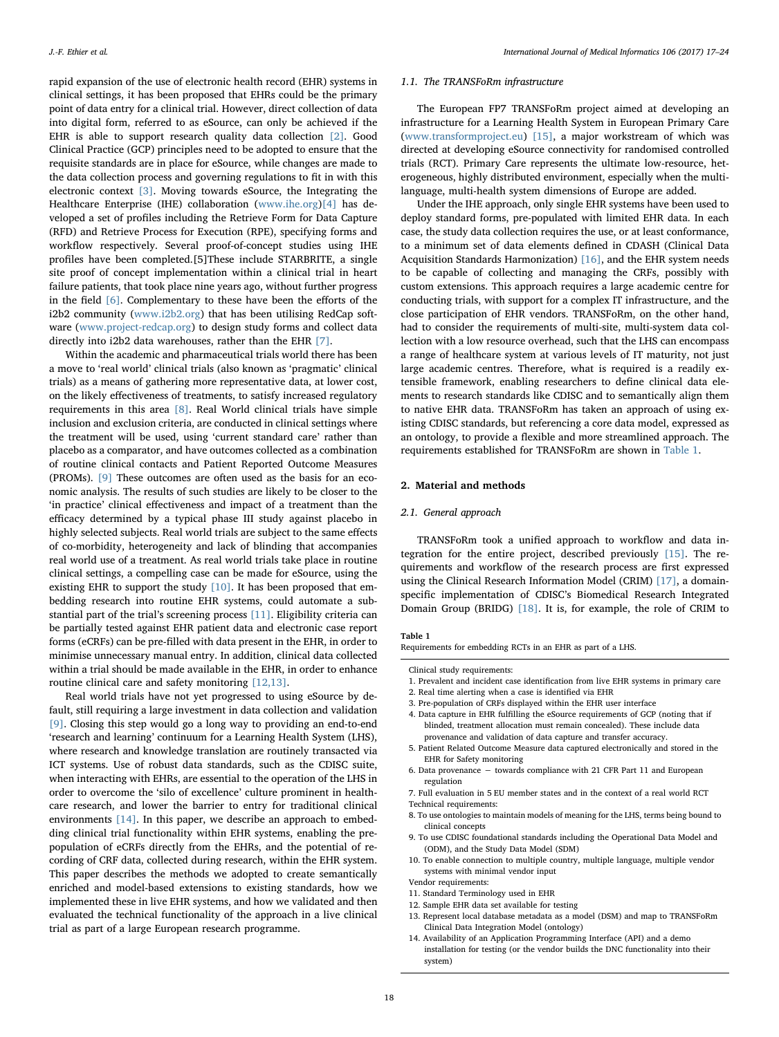rapid expansion of the use of electronic health record (EHR) systems in clinical settings, it has been proposed that EHRs could be the primary point of data entry for a clinical trial. However, direct collection of data into digital form, referred to as eSource, can only be achieved if the EHR is able to support research quality data collection [2]. Good Clinical Practice (GCP) principles need to be adopted to ensure that the requisite standards are in place for eSource, while changes are made to the data collection process and governing regulations to fit in with this electronic context [3]. Moving towards eSource, the Integrating the Healthcare Enterprise (IHE) collaboration (www.ihe.org)[4] has developed a set of profiles including the Retrieve Form for Data Capture (RFD) and Retrieve Process for Execution (RPE), specifying forms and workflow respectively. Several proof-of-concept studies using IHE profiles have been completed.[5]These include STARBRITE, a single site proof of concept implementation within a clinical trial in heart failure patients, that took place nine years ago, without further progress in the field [6]. Complementary to these have been the efforts of the i2b2 community (www.i2b2.org) that has been utilising RedCap software (www.project-redcap.org) to design study forms and collect data directly into i2b2 data warehouses, rather than the EHR [7].

Within the academic and pharmaceutical trials world there has been a move to 'real world' clinical trials (also known as 'pragmatic' clinical trials) as a means of gathering more representative data, at lower cost, on the likely effectiveness of treatments, to satisfy increased regulatory requirements in this area [8]. Real World clinical trials have simple inclusion and exclusion criteria, are conducted in clinical settings where the treatment will be used, using 'current standard care' rather than placebo as a comparator, and have outcomes collected as a combination of routine clinical contacts and Patient Reported Outcome Measures (PROMs). [9] These outcomes are often used as the basis for an economic analysis. The results of such studies are likely to be closer to the 'in practice' clinical effectiveness and impact of a treatment than the efficacy determined by a typical phase III study against placebo in highly selected subjects. Real world trials are subject to the same effects of co-morbidity, heterogeneity and lack of blinding that accompanies real world use of a treatment. As real world trials take place in routine clinical settings, a compelling case can be made for eSource, using the existing EHR to support the study [10]. It has been proposed that embedding research into routine EHR systems, could automate a substantial part of the trial's screening process [11]. Eligibility criteria can be partially tested against EHR patient data and electronic case report forms (eCRFs) can be pre-filled with data present in the EHR, in order to minimise unnecessary manual entry. In addition, clinical data collected within a trial should be made available in the EHR, in order to enhance routine clinical care and safety monitoring [12,13].

Real world trials have not yet progressed to using eSource by default, still requiring a large investment in data collection and validation [9]. Closing this step would go a long way to providing an end-to-end 'research and learning' continuum for a Learning Health System (LHS), where research and knowledge translation are routinely transacted via ICT systems. Use of robust data standards, such as the CDISC suite, when interacting with EHRs, are essential to the operation of the LHS in order to overcome the 'silo of excellence' culture prominent in healthcare research, and lower the barrier to entry for traditional clinical environments [14]. In this paper, we describe an approach to embedding clinical trial functionality within EHR systems, enabling the pre-population of eCRFs directly from the EHRs, and the potential of recording of CRF data, collected during research, within the EHR system. This paper describes the methods we adopted to create semantically enriched and model-based extensions to existing standards, how we implemented these in live EHR systems, and how we validated and then evaluated the technical functionality of the approach in a live clinical trial as part of a large European research programme.

### 1.1. The TRANSFoRm infrastructure

The European FP7 TRANSFoRm project aimed at developing an infrastructure for a Learning Health System in European Primary Care (www.transformproject.eu) [15], a major workstream of which was directed at developing eSource connectivity for randomised controlled trials (RCT). Primary Care represents the ultimate low-resource, heterogeneous, highly distributed environment, especially when the multi-language, multi-health system dimensions of Europe are added.

Under the IHE approach, only single EHR systems have been used to deploy standard forms, pre-populated with limited EHR data. In each case, the study data collection requires the use, or at least conformance, to a minimum set of data elements defined in CDASH (Clinical Data Acquisition Standards Harmonization) [16], and the EHR system needs to be capable of collecting and managing the CRFs, possibly with custom extensions. This approach requires a large academic centre for conducting trials, with support for a complex IT infrastructure, and the close participation of EHR vendors. TRANSFoRm, on the other hand, had to consider the requirements of multi-site, multi-system data collection with a low resource overhead, such that the LHS can encompass a range of healthcare system at various levels of IT maturity, not just large academic centres. Therefore, what is required is a readily extensible framework, enabling researchers to define clinical data elements to research standards like CDISC and to semantically align them to native EHR data. TRANSFoRm has taken an approach of using existing CDISC standards, but referencing a core data model, expressed as an ontology, to provide a flexible and more streamlined approach. The requirements established for TRANSFoRm are shown in Table 1.

## 2. Material and methods

### 2.1. General approach

TRANSFoRm took a unified approach to workflow and data integration for the entire project, described previously [15]. The requirements and workflow of the research process are first expressed using the Clinical Research Information Model (CRIM) [17], a domain-specific implementation of CDISC's Biomedical Research Integrated Domain Group (BRIDG) [18]. It is, for example, the role of CRIM to

**Table 1**
Requirements for embedding RCTs in an EHR as part of a LHS.

Clinical study requirements:

1. Prevalent and incident case identification from live EHR systems in primary care
2. Real time alerting when a case is identified via EHR
3. Pre-population of CRFs displayed within the EHR user interface
4. Data capture in EHR fulfilling the eSource requirements of GCP (noting that if blinded, treatment allocation must remain concealed). These include data provenance and validation of data capture and transfer accuracy.
5. Patient Related Outcome Measure data captured electronically and stored in the EHR for Safety monitoring
6. Data provenance − towards compliance with 21 CFR Part 11 and European regulation
7. Full evaluation in 5 EU member states and in the context of a real world RCT

Technical requirements:

8. To use ontologies to maintain models of meaning for the LHS, terms being bound to clinical concepts
9. To use CDISC foundational standards including the Operational Data Model and (ODM), and the Study Data Model (SDM)
10. To enable connection to multiple country, multiple language, multiple vendor systems with minimal vendor input

Vendor requirements:

11. Standard Terminology used in EHR
12. Sample EHR data set available for testing
13. Represent local database metadata as a model (DSM) and map to TRANSFoRm Clinical Data Integration Model (ontology)
14. Availability of an Application Programming Interface (API) and a demo installation for testing (or the vendor builds the DNC functionality into their system)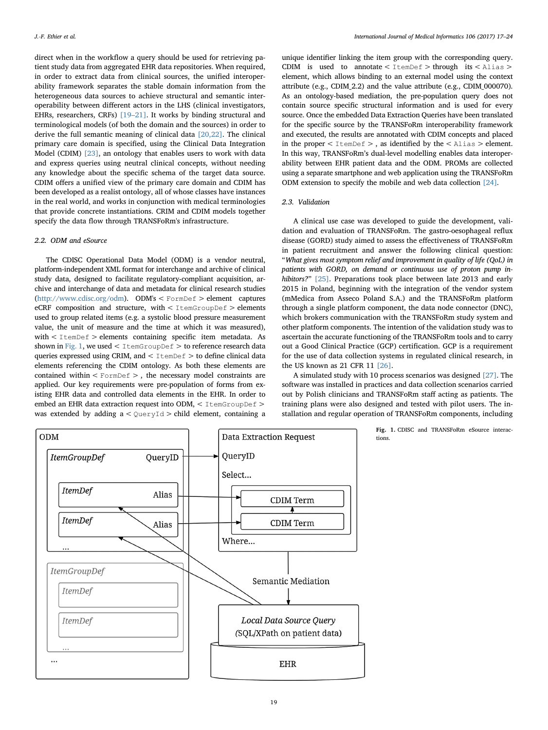direct when in the workflow a query should be used for retrieving patient study data from aggregated EHR data repositories. When required, in order to extract data from clinical sources, the unified interoperability framework separates the stable domain information from the heterogeneous data sources to achieve structural and semantic interoperability between different actors in the LHS (clinical investigators, EHRs, researchers, CRFs) [19–21]. It works by binding structural and terminological models (of both the domain and the sources) in order to derive the full semantic meaning of clinical data [20,22]. The clinical primary care domain is specified, using the Clinical Data Integration Model (CDIM) [23], an ontology that enables users to work with data and express queries using neutral clinical concepts, without needing any knowledge about the specific schema of the target data source. CDIM offers a unified view of the primary care domain and CDIM has been developed as a realist ontology, all of whose classes have instances in the real world, and works in conjunction with medical terminologies that provide concrete instantiations. CRIM and CDIM models together specify the data flow through TRANSFoRm's infrastructure.

### 2.2. ODM and eSource

The CDISC Operational Data Model (ODM) is a vendor neutral, platform-independent XML format for interchange and archive of clinical study data, designed to facilitate regulatory-compliant acquisition, archive and interchange of data and metadata for clinical research studies (http://www.cdisc.org/odm). ODM's < `FormDef` > element captures eCRF composition and structure, with < `ItemGroupDef` > elements used to group related items (e.g. a systolic blood pressure measurement value, the unit of measure and the time at which it was measured), with < `ItemDef` > elements containing specific item metadata. As shown in Fig. 1, we used < `ItemGroupDef` > to reference research data queries expressed using CRIM, and < `ItemDef` > to define clinical data elements referencing the CDIM ontology. As both these elements are contained within < `FormDef` >, the necessary model constraints are applied. Our key requirements were pre-population of forms from existing EHR data and controlled data elements in the EHR. In order to embed an EHR data extraction request into ODM, < `ItemGroupDef` > was extended by adding a < `QueryId` > child element, containing a unique identifier linking the item group with the corresponding query. CDIM is used to annotate < `ItemDef` > through its < `Alias` > element, which allows binding to an external model using the context attribute (e.g., CDIM_2.2) and the value attribute (e.g., CDIM_000070). As an ontology-based mediation, the pre-population query does not contain source specific structural information and is used for every source. Once the embedded Data Extraction Queries have been translated for the specific source by the TRANSFoRm interoperability framework and executed, the results are annotated with CDIM concepts and placed in the proper < `ItemDef` >, as identified by the < `Alias` > element. In this way, TRANSFoRm's dual-level modelling enables data interoperability between EHR patient data and the ODM. PROMs are collected using a separate smartphone and web application using the TRANSFoRm ODM extension to specify the mobile and web data collection [24].

### 2.3. Validation

A clinical use case was developed to guide the development, validation and evaluation of TRANSFoRm. The gastro-oesophageal reflux disease (GORD) study aimed to assess the effectiveness of TRANSFoRm in patient recruitment and answer the following clinical question: "*What gives most symptom relief and improvement in quality of life (QoL) in patients with GORD, on demand or continuous use of proton pump inhibitors?*" [25]. Preparations took place between late 2013 and early 2015 in Poland, beginning with the integration of the vendor system (mMedica from Asseco Poland S.A.) and the TRANSFoRm platform through a single platform component, the data node connector (DNC), which brokers communication with the TRANSFoRm study system and other platform components. The intention of the validation study was to ascertain the accurate functioning of the TRANSFoRm tools and to carry out a Good Clinical Practice (GCP) certification. GCP is a requirement for the use of data collection systems in regulated clinical research, in the US known as 21 CFR 11 [26].

A simulated study with 10 process scenarios was designed [27]. The software was installed in practices and data collection scenarios carried out by Polish clinicians and TRANSFoRm staff acting as patients. The training plans were also designed and tested with pilot users. The installation and regular operation of TRANSFoRm components, including

**Fig. 1.** CDISC and TRANSFoRm eSource interactions.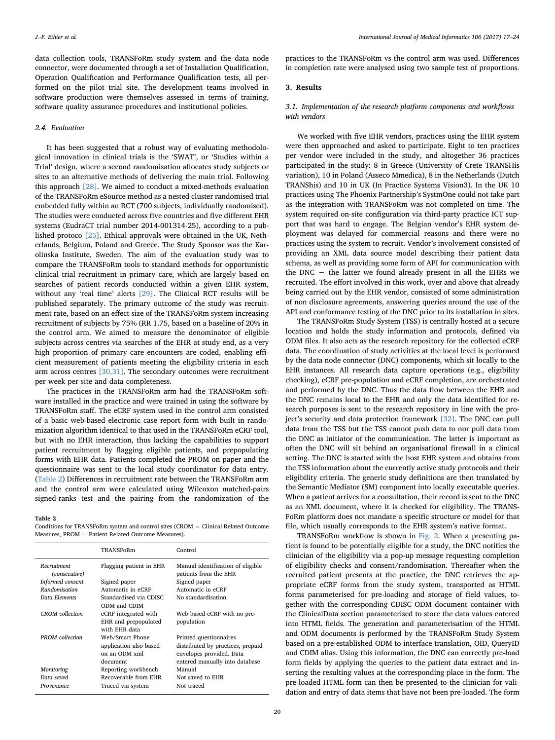data collection tools, TRANSFoRm study system and the data node connector, were documented through a set of Installation Qualification, Operation Qualification and Performance Qualification tests, all performed on the pilot trial site. The development teams involved in software production were themselves assessed in terms of training, software quality assurance procedures and institutional policies.

### 2.4. Evaluation

It has been suggested that a robust way of evaluating methodological innovation in clinical trials is the 'SWAT', or 'Studies within a Trial' design, where a second randomisation allocates study subjects or sites to an alternative methods of delivering the main trial. Following this approach [28]. We aimed to conduct a mixed-methods evaluation of the TRANSFoRm eSource method as a nested cluster randomised trial embedded fully within an RCT (700 subjects, individually randomised). The studies were conducted across five countries and five different EHR systems (EudraCT trial number 2014-001314-25), according to a published protoco [25]. Ethical approvals were obtained in the UK, Netherlands, Belgium, Poland and Greece. The Study Sponsor was the Karolinska Institute, Sweden. The aim of the evaluation study was to compare the TRANSFoRm tools to standard methods for opportunistic clinical trial recruitment in primary care, which are largely based on searches of patient records conducted within a given EHR system, without any 'real time' alerts [29]. The Clinical RCT results will be published separately. The primary outcome of the study was recruitment rate, based on an effect size of the TRANSFoRm system increasing recruitment of subjects by 75% (RR 1.75, based on a baseline of 20% in the control arm. We aimed to measure the denominator of eligible subjects across centres via searches of the EHR at study end, as a very high proportion of primary care encounters are coded, enabling efficient measurement of patients meeting the eligibility criteria in each arm across centres [30,31]. The secondary outcomes were recruitment per week per site and data completeness.

The practices in the TRANSFoRm arm had the TRANSFoRm software installed in the practice and were trained in using the software by TRANSFoRm staff. The eCRF system used in the control arm consisted of a basic web-based electronic case report form with built in randomization algorithm identical to that used in the TRANSFoRm eCRF tool, but with no EHR interaction, thus lacking the capabilities to support patient recruitment by flagging eligible patients, and prepopulating forms with EHR data. Patients completed the PROM on paper and the questionnaire was sent to the local study coordinator for data entry. (Table 2) Differences in recruitment rate between the TRANSFoRm arm and the control arm were calculated using Wilcoxon matched-pairs signed-ranks test and the pairing from the randomization of the practices to the TRANSFoRm vs the control arm was used. Differences in completion rate were analysed using two sample test of proportions.

**Table 2**
Conditions for TRANSFoRm system and control sites (CROM = Clinical Related Outcome Measures, PROM = Patient Related Outcome Measures).

| | TRANSFoRm | Control |
|---|---|---|
| *Recruitment (consecutive)* | Flagging patient in EHR | Manual identification of eligible patients from the EHR |
| *Informed consent* | Signed paper | Signed paper |
| *Randomisation* | Automatic in eCRF | Automatic in eCRF |
| *Data Elements* | Standardised via CDISC ODM and CDIM | No standardisation |
| *CROM collection* | eCRF integrated with EHR and prepopulated with EHR data | Web based eCRF with no pre-population |
| *PROM collection* | Web/Smart Phone application also based on an ODM xml document | Printed questionnaires distributed by practices, prepaid envelopes provided. Data entered manually into database |
| *Monitoring* | Reporting workbench | Manual |
| *Data saved* | Recoverable from EHR | Not saved to EHR |
| *Provenance* | Traced via system | Not traced |

## 3. Results

### 3.1. Implementation of the research platform components and workflows with vendors

We worked with five EHR vendors, practices using the EHR system were then approached and asked to participate. Eight to ten practices per vendor were included in the study, and altogether 36 practices participated in the study: 8 in Greece (University of Crete TRANSHis variation), 10 in Poland (Asseco Mmedica), 8 in the Netherlands (Dutch TRANShis) and 10 in UK (In Practice Systems Vision3). In the UK 10 practices using The Phoenix Partnership's SystmOne could not take part as the integration with TRANSFoRm was not completed on time. The system required on-site configuration via third-party practice ICT support that was hard to engage. The Belgian vendor's EHR system deployment was delayed for commercial reasons and there were no practices using the system to recruit. Vendor's involvement consisted of providing an XML data source model describing their patient data schema, as well as providing some form of API for communication with the DNC − the latter we found already present in all the EHRs we recruited. The effort involved in this work, over and above that already being carried out by the EHR vendor, consisted of some administration of non disclosure agreements, answering queries around the use of the API and conformance testing of the DNC prior to its installation in sites.

The TRANSFoRm Study System (TSS) is centrally hosted at a secure location and holds the study information and protocols, defined via ODM files. It also acts as the research repository for the collected eCRF data. The coordination of study activities at the local level is performed by the data node connector (DNC) components, which sit locally to the EHR instances. All research data capture operations (e.g., eligibility checking), eCRF pre-population and eCRF completion, are orchestrated and performed by the DNC. Thus the data flow between the EHR and the DNC remains local to the EHR and only the data identified for research purposes is sent to the research repository in line with the project's security and data protection framework [32]. The DNC can pull data from the TSS but the TSS cannot push data to nor pull data from the DNC as initiator of the communication. The latter is important as often the DNC will sit behind an organisational firewall in a clinical setting. The DNC is started with the host EHR system and obtains from the TSS information about the currently active study protocols and their eligibility criteria. The generic study definitions are then translated by the Semantic Mediator (SM) component into locally executable queries. When a patient arrives for a consultation, their record is sent to the DNC as an XML document, where it is checked for eligibility. The TRANSFoRm platform does not mandate a specific structure or model for that file, which usually corresponds to the EHR system's native format.

TRANSFoRm workflow is shown in Fig. 2. When a presenting patient is found to be potentially eligible for a study, the DNC notifies the clinician of the eligibility via a pop-up message requesting completion of eligibility checks and consent/randomisation. Thereafter when the recruited patient presents at the practice, the DNC retrieves the appropriate eCRF forms from the study system, transported as HTML forms parameterised for pre-loading and storage of field values, together with the corresponding CDISC ODM document container with the ClinicalData section parameterised to store the data values entered into HTML fields. The generation and parameterisation of the HTML and ODM documents is performed by the TRANSFoRm Study System based on a pre-established ODM to interface translation, OID, QueryID and CDIM alias. Using this information, the DNC can correctly pre-load form fields by applying the queries to the patient data extract and inserting the resulting values at the corresponding place in the form. The pre-loaded HTML form can then be presented to the clinician for validation and entry of data items that have not been pre-loaded. The form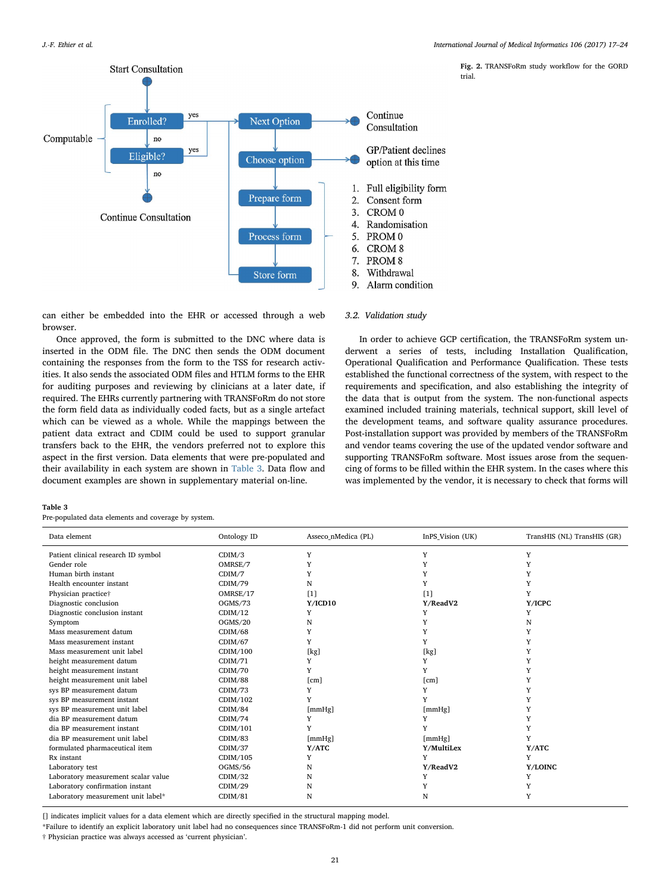Fig. 2. TRANSFoRm study workflow for the GORD trial.

can either be embedded into the EHR or accessed through a web browser.

Once approved, the form is submitted to the DNC where data is inserted in the ODM file. The DNC then sends the ODM document containing the responses from the form to the TSS for research activities. It also sends the associated ODM files and HTLM forms to the EHR for auditing purposes and reviewing by clinicians at a later date, if required. The EHRs currently partnering with TRANSFoRm do not store the form field data as individually coded facts, but as a single artefact which can be viewed as a whole. While the mappings between the patient data extract and CDIM could be used to support granular transfers back to the EHR, the vendors preferred not to explore this aspect in the first version. Data elements that were pre-populated and their availability in each system are shown in Table 3. Data flow and document examples are shown in supplementary material on-line.

### 3.2. Validation study

In order to achieve GCP certification, the TRANSFoRm system underwent a series of tests, including Installation Qualification, Operational Qualification and Performance Qualification. These tests established the functional correctness of the system, with respect to the requirements and specification, and also establishing the integrity of the data that is output from the system. The non-functional aspects examined included training materials, technical support, skill level of the development teams, and software quality assurance procedures. Post-installation support was provided by members of the TRANSFoRm and vendor teams covering the use of the updated vendor software and supporting TRANSFoRm software. Most issues arose from the sequencing of forms to be filled within the EHR system. In the cases where this was implemented by the vendor, it is necessary to check that forms will

**Table 3**
Pre-populated data elements and coverage by system.

| Data element | Ontology ID | Asseco_nMedica (PL) | InPS_Vision (UK) | TransHIS (NL) TransHIS (GR) |
|---|---|---|---|---|
| Patient clinical research ID symbol | CDIM/3 | Y | Y | Y |
| Gender role | OMRSE/7 | Y | Y | Y |
| Human birth instant | CDIM/7 | Y | Y | Y |
| Health encounter instant | CDIM/79 | N | Y | Y |
| Physician practice† | OMRSE/17 | [1] | [1] | Y |
| Diagnostic conclusion | OGMS/73 | **Y/ICD10** | **Y/ReadV2** | **Y/ICPC** |
| Diagnostic conclusion instant | CDIM/12 | Y | Y | Y |
| Symptom | OGMS/20 | N | Y | N |
| Mass measurement datum | CDIM/68 | Y | Y | Y |
| Mass measurement instant | CDIM/67 | Y | Y | Y |
| Mass measurement unit label | CDIM/100 | [kg] | [kg] | Y |
| height measurement datum | CDIM/71 | Y | Y | Y |
| height measurement instant | CDIM/70 | Y | Y | Y |
| height measurement unit label | CDIM/88 | [cm] | [cm] | Y |
| sys BP measurement datum | CDIM/73 | Y | Y | Y |
| sys BP measurement instant | CDIM/102 | Y | Y | Y |
| sys BP measurement unit label | CDIM/84 | [mmHg] | [mmHg] | Y |
| dia BP measurement datum | CDIM/74 | Y | Y | Y |
| dia BP measurement instant | CDIM/101 | Y | Y | Y |
| dia BP measurement unit label | CDIM/83 | [mmHg] | [mmHg] | Y |
| formulated pharmaceutical item | CDIM/37 | **Y/ATC** | **Y/MultiLex** | **Y/ATC** |
| Rx instant | CDIM/105 | Y | Y | Y |
| Laboratory test | OGMS/56 | N | **Y/ReadV2** | **Y/LOINC** |
| Laboratory measurement scalar value | CDIM/32 | N | Y | Y |
| Laboratory confirmation instant | CDIM/29 | N | Y | Y |
| Laboratory measurement unit label* | CDIM/81 | N | N | Y |

[] indicates implicit values for a data element which are directly specified in the structural mapping model.
*Failure to identify an explicit laboratory unit label had no consequences since TRANSFoRm-1 did not perform unit conversion.
† Physician practice was always accessed as 'current physician'.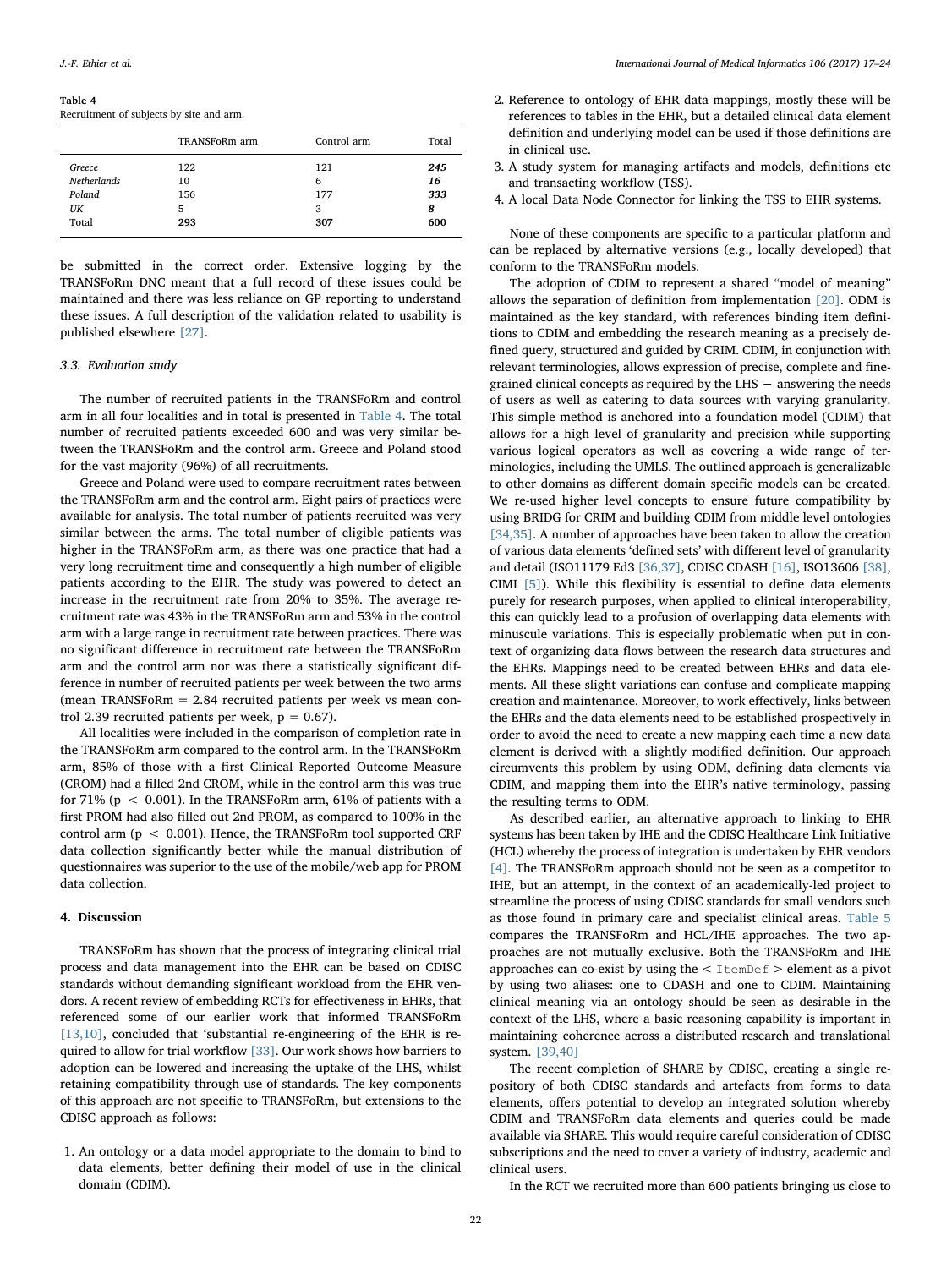**Table 4**
Recruitment of subjects by site and arm.

| | TRANSFoRm arm | Control arm | Total |
|---|---|---|---|
| *Greece* | 122 | 121 | ***245*** |
| *Netherlands* | 10 | 6 | ***16*** |
| *Poland* | 156 | 177 | ***333*** |
| *UK* | 5 | 3 | ***8*** |
| Total | **293** | **307** | **600** |

be submitted in the correct order. Extensive logging by the TRANSFoRm DNC meant that a full record of these issues could be maintained and there was less reliance on GP reporting to understand these issues. A full description of the validation related to usability is published elsewhere [27].

### 3.3. Evaluation study

The number of recruited patients in the TRANSFoRm and control arm in all four localities and in total is presented in Table 4. The total number of recruited patients exceeded 600 and was very similar between the TRANSFoRm and the control arm. Greece and Poland stood for the vast majority (96%) of all recruitments.

Greece and Poland were used to compare recruitment rates between the TRANSFoRm arm and the control arm. Eight pairs of practices were available for analysis. The total number of patients recruited was very similar between the arms. The total number of eligible patients was higher in the TRANSFoRm arm, as there was one practice that had a very long recruitment time and consequently a high number of eligible patients according to the EHR. The study was powered to detect an increase in the recruitment rate from 20% to 35%. The average recruitment rate was 43% in the TRANSFoRm arm and 53% in the control arm with a large range in recruitment rate between practices. There was no significant difference in recruitment rate between the TRANSFoRm arm and the control arm nor was there a statistically significant difference in number of recruited patients per week between the two arms (mean TRANSFoRm = 2.84 recruited patients per week vs mean control 2.39 recruited patients per week, $p = 0.67$).

All localities were included in the comparison of completion rate in the TRANSFoRm arm compared to the control arm. In the TRANSFoRm arm, 85% of those with a first Clinical Reported Outcome Measure (CROM) had a filled 2nd CROM, while in the control arm this was true for 71% ($p < 0.001$). In the TRANSFoRm arm, 61% of patients with a first PROM had also filled out 2nd PROM, as compared to 100% in the control arm ($p < 0.001$). Hence, the TRANSFoRm tool supported CRF data collection significantly better while the manual distribution of questionnaires was superior to the use of the mobile/web app for PROM data collection.

## 4. Discussion

TRANSFoRm has shown that the process of integrating clinical trial process and data management into the EHR can be based on CDISC standards without demanding significant workload from the EHR vendors. A recent review of embedding RCTs for effectiveness in EHRs, that referenced some of our earlier work that informed TRANSFoRm [13,10], concluded that 'substantial re-engineering of the EHR is required to allow for trial workflow [33]. Our work shows how barriers to adoption can be lowered and increasing the uptake of the LHS, whilst retaining compatibility through use of standards. The key components of this approach are not specific to TRANSFoRm, but extensions to the CDISC approach as follows:

1. An ontology or a data model appropriate to the domain to bind to data elements, better defining their model of use in the clinical domain (CDIM).
2. Reference to ontology of EHR data mappings, mostly these will be references to tables in the EHR, but a detailed clinical data element definition and underlying model can be used if those definitions are in clinical use.
3. A study system for managing artifacts and models, definitions etc and transacting workflow (TSS).
4. A local Data Node Connector for linking the TSS to EHR systems.

None of these components are specific to a particular platform and can be replaced by alternative versions (e.g., locally developed) that conform to the TRANSFoRm models.

The adoption of CDIM to represent a shared "model of meaning" allows the separation of definition from implementation [20]. ODM is maintained as the key standard, with references binding item definitions to CDIM and embedding the research meaning as a precisely defined query, structured and guided by CRIM. CDIM, in conjunction with relevant terminologies, allows expression of precise, complete and fine-grained clinical concepts as required by the LHS − answering the needs of users as well as catering to data sources with varying granularity. This simple method is anchored into a foundation model (CDIM) that allows for a high level of granularity and precision while supporting various logical operators as well as covering a wide range of terminologies, including the UMLS. The outlined approach is generalizable to other domains as different domain specific models can be created. We re-used higher level concepts to ensure future compatibility by using BRIDG for CRIM and building CDIM from middle level ontologies [34,35]. A number of approaches have been taken to allow the creation of various data elements 'defined sets' with different level of granularity and detail (ISO11179 Ed3 [36,37], CDISC CDASH [16], ISO13606 [38], CIMI [5]). While this flexibility is essential to define data elements purely for research purposes, when applied to clinical interoperability, this can quickly lead to a profusion of overlapping data elements with minuscule variations. This is especially problematic when put in context of organizing data flows between the research data structures and the EHRs. Mappings need to be created between EHRs and data elements. All these slight variations can confuse and complicate mapping creation and maintenance. Moreover, to work effectively, links between the EHRs and the data elements need to be established prospectively in order to avoid the need to create a new mapping each time a new data element is derived with a slightly modified definition. Our approach circumvents this problem by using ODM, defining data elements via CDIM, and mapping them into the EHR's native terminology, passing the resulting terms to ODM.

As described earlier, an alternative approach to linking to EHR systems has been taken by IHE and the CDISC Healthcare Link Initiative (HCL) whereby the process of integration is undertaken by EHR vendors [4]. The TRANSFoRm approach should not be seen as a competitor to IHE, but an attempt, in the context of an academically-led project to streamline the process of using CDISC standards for small vendors such as those found in primary care and specialist clinical areas. Table 5 compares the TRANSFoRm and HCL/IHE approaches. The two approaches are not mutually exclusive. Both the TRANSFoRm and IHE approaches can co-exist by using the < `ItemDef` > element as a pivot by using two aliases: one to CDASH and one to CDIM. Maintaining clinical meaning via an ontology should be seen as desirable in the context of the LHS, where a basic reasoning capability is important in maintaining coherence across a distributed research and translational system. [39,40]

The recent completion of SHARE by CDISC, creating a single repository of both CDISC standards and artefacts from forms to data elements, offers potential to develop an integrated solution whereby CDIM and TRANSFoRm data elements and queries could be made available via SHARE. This would require careful consideration of CDISC subscriptions and the need to cover a variety of industry, academic and clinical users.

In the RCT we recruited more than 600 patients bringing us close to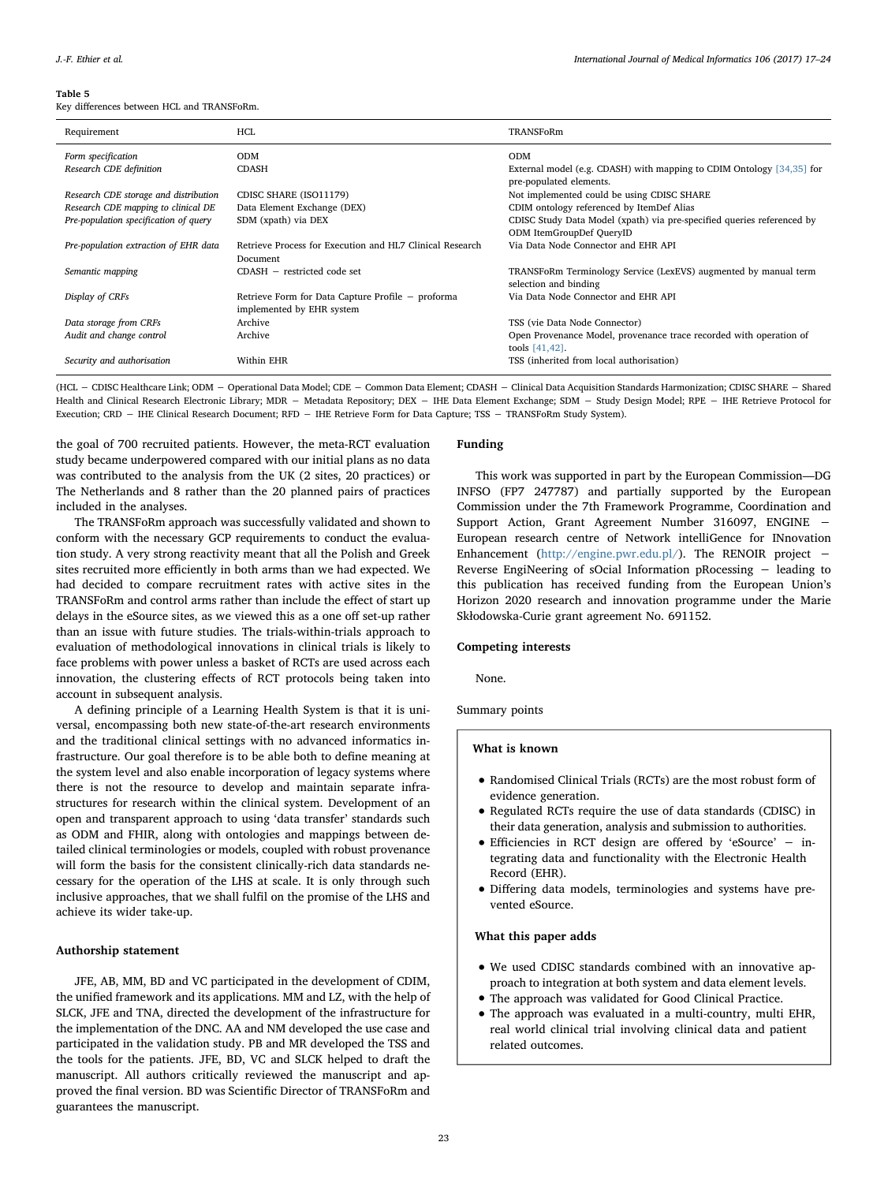**Table 5**
Key differences between HCL and TRANSFoRm.

| Requirement | HCL | TRANSFoRm |
|---|---|---|
| *Form specification* | ODM | ODM |
| *Research CDE definition* | CDASH | External model (e.g. CDASH) with mapping to CDIM Ontology [34,35] for pre-populated elements. |
| *Research CDE storage and distribution* | CDISC SHARE (ISO11179) | Not implemented could be using CDISC SHARE |
| *Research CDE mapping to clinical DE* | Data Element Exchange (DEX) | CDIM ontology referenced by ItemDef Alias |
| *Pre-population specification of query* | SDM (xpath) via DEX | CDISC Study Data Model (xpath) via pre-specified queries referenced by ODM ItemGroupDef QueryID |
| *Pre-population extraction of EHR data* | Retrieve Process for Execution and HL7 Clinical Research Document | Via Data Node Connector and EHR API |
| *Semantic mapping* | CDASH – restricted code set | TRANSFoRm Terminology Service (LexEVS) augmented by manual term selection and binding |
| *Display of CRFs* | Retrieve Form for Data Capture Profile – proforma implemented by EHR system | Via Data Node Connector and EHR API |
| *Data storage from CRFs* | Archive | TSS (vie Data Node Connector) |
| *Audit and change control* | Archive | Open Provenance Model, provenance trace recorded with operation of tools [41,42]. |
| *Security and authorisation* | Within EHR | TSS (inherited from local authorisation) |

(HCL – CDISC Healthcare Link; ODM – Operational Data Model; CDE – Common Data Element; CDASH – Clinical Data Acquisition Standards Harmonization; CDISC SHARE – Shared Health and Clinical Research Electronic Library; MDR – Metadata Repository; DEX – IHE Data Element Exchange; SDM – Study Design Model; RPE – IHE Retrieve Protocol for Execution; CRD – IHE Clinical Research Document; RFD – IHE Retrieve Form for Data Capture; TSS – TRANSFoRm Study System).

the goal of 700 recruited patients. However, the meta-RCT evaluation study became underpowered compared with our initial plans as no data was contributed to the analysis from the UK (2 sites, 20 practices) or The Netherlands and 8 rather than the 20 planned pairs of practices included in the analyses.

The TRANSFoRm approach was successfully validated and shown to conform with the necessary GCP requirements to conduct the evaluation study. A very strong reactivity meant that all the Polish and Greek sites recruited more efficiently in both arms than we had expected. We had decided to compare recruitment rates with active sites in the TRANSFoRm and control arms rather than include the effect of start up delays in the eSource sites, as we viewed this as a one off set-up rather than an issue with future studies. The trials-within-trials approach to evaluation of methodological innovations in clinical trials is likely to face problems with power unless a basket of RCTs are used across each innovation, the clustering effects of RCT protocols being taken into account in subsequent analysis.

A defining principle of a Learning Health System is that it is universal, encompassing both new state-of-the-art research environments and the traditional clinical settings with no advanced informatics infrastructure. Our goal therefore is to be able both to define meaning at the system level and also enable incorporation of legacy systems where there is not the resource to develop and maintain separate infrastructures for research within the clinical system. Development of an open and transparent approach to using 'data transfer' standards such as ODM and FHIR, along with ontologies and mappings between detailed clinical terminologies or models, coupled with robust provenance will form the basis for the consistent clinically-rich data standards necessary for the operation of the LHS at scale. It is only through such inclusive approaches, that we shall fulfil on the promise of the LHS and achieve its wider take-up.

## Authorship statement

JFE, AB, MM, BD and VC participated in the development of CDIM, the unified framework and its applications. MM and LZ, with the help of SLCK, JFE and TNA, directed the development of the infrastructure for the implementation of the DNC. AA and NM developed the use case and participated in the validation study. PB and MR developed the TSS and the tools for the patients. JFE, BD, VC and SLCK helped to draft the manuscript. All authors critically reviewed the manuscript and approved the final version. BD was Scientific Director of TRANSFoRm and guarantees the manuscript.

## Funding

This work was supported in part by the European Commission—DG INFSO (FP7 247787) and partially supported by the European Commission under the 7th Framework Programme, Coordination and Support Action, Grant Agreement Number 316097, ENGINE – European research centre of Network intelliGence for INnovation Enhancement (http://engine.pwr.edu.pl/). The RENOIR project – Reverse EngiNeering of sOcial Information pRocessing – leading to this publication has received funding from the European Union's Horizon 2020 research and innovation programme under the Marie Skłodowska-Curie grant agreement No. 691152.

## Competing interests

None.

Summary points

### What is known

- Randomised Clinical Trials (RCTs) are the most robust form of evidence generation.
- Regulated RCTs require the use of data standards (CDISC) in their data generation, analysis and submission to authorities.
- Efficiencies in RCT design are offered by 'eSource' – integrating data and functionality with the Electronic Health Record (EHR).
- Differing data models, terminologies and systems have prevented eSource.

### What this paper adds

- We used CDISC standards combined with an innovative approach to integration at both system and data element levels.
- The approach was validated for Good Clinical Practice.
- The approach was evaluated in a multi-country, multi EHR, real world clinical trial involving clinical data and patient related outcomes.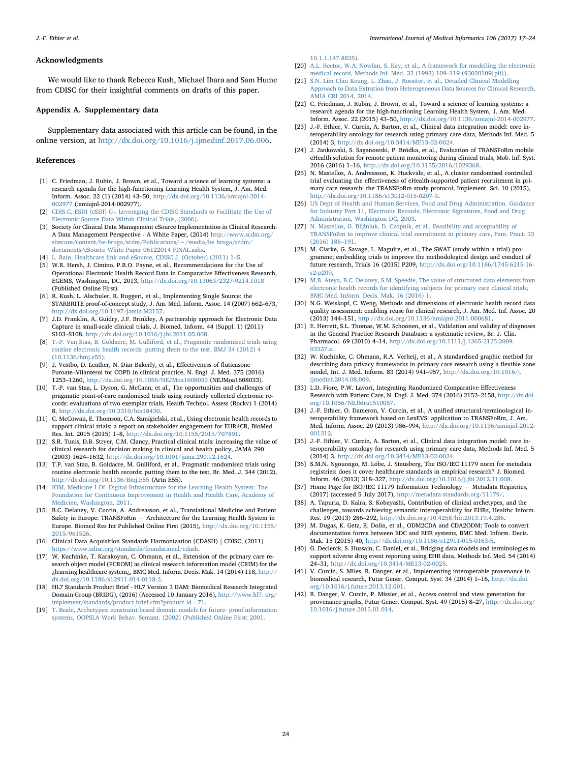### Acknowledgments

We would like to thank Rebecca Kush, Michael Ibara and Sam Hume from CDISC for their insightful comments on drafts of this paper.

### Appendix A. Supplementary data

Supplementary data associated with this article can be found, in the online version, at http://dx.doi.org/10.1016/j.ijmedinf.2017.06.006.

### References

[1] C. Friedman, J. Rubin, J. Brown, et al., Toward a science of learning systems: a research agenda for the high-functioning Learning Health System, J. Am. Med. Inform. Assoc. 22 (1) (2014) 43–50, http://dx.doi.org/10.1136/amiajnl-2014-002977 (:amiajnl-2014-002977).

[2] CDIS.C. ESDI (eSDI) G-. Leveraging the CDISC Standards to Facilitate the Use of Electronic Source Data Within Clinical Trials, (2006).

[3] Society for Clinical Data Management eSource Implementation in Clinical Research: A Data Management Perspective - A White Paper, (2014) http://www.scdm.org/sitecore/content/be-bruga/scdm/Publications/~/media/be bruga/scdm/documents/eSource White Paper 06122014 FINAL.ashx.

[4] L. Bain, Healthcare link and eSource, CDISC J. (October) (2011) 1–5.

[5] W.R. Hersh, J. Cimino, P.R.O. Payne, et al., Recommendations for the Use of Operational Electronic Health Record Data in Comparative Effectiveness Research, EGEMS, Washington, DC, 2013, http://dx.doi.org/10.13063/2327-9214.1018 (Published Online First).

[6] R. Kush, L. Alschuler, R. Ruggeri, et al., Implementing Single Source: the STARBRITE proof-of-concept study, J. Am. Med. Inform. Assoc. 14 (2007) 662–673, http://dx.doi.org/10.1197/jamia.M2157.

[7] J.D. Franklin, A. Guidry, J.F. Brinkley, A partnership approach for Electronic Data Capture in small-scale clinical trials, J. Biomed. Inform. 44 (Suppl. 1) (2011) S103–S108, http://dx.doi.org/10.1016/j.jbi.2011.05.008.

[8] T.-P. Van Staa, B. Goldacre, M. Gulliford, et al., Pragmatic randomised trials using routine electronic health records: putting them to the test, BMJ 34 (2012) 4 (10.1136/bmj.e55).

[9] J. Vestbo, D. Leather, N. Diar Bakerly, et al., Effectiveness of fluticasone Furoate–Vilanterol for COPD in clinical practice, N. Engl. J. Med. 375 (2016) 1253–1260, http://dx.doi.org/10.1056/NEJMoa1608033 (NEJMoa1608033).

[10] T.-P. van Staa, L. Dyson, G. McCann, et al., The opportunities and challenges of pragmatic point-of-care randomised trials using routinely collected electronic records: evaluations of two exemplar trials, Health Technol. Assess (Rockv) 1 (2014) 8, http://dx.doi.org/10.3310/hta18430.

[11] C. McCowan, E. Thomson, C.A. Szmigielski, et al., Using electronic health records to support clinical trials: a report on stakeholder engagement for EHR4CR, BioMed Res. Int. 2015 (2015) 1–8, http://dx.doi.org/10.1155/2015/707891.

[12] S.R. Tunis, D.B. Stryer, C.M. Clancy, Practical clinical trials: increasing the value of clinical research for decision making in clinical and health policy, JAMA 290 (2003) 1624–1632, http://dx.doi.org/10.1001/jama.290.12.1624.

[13] T.P. van Staa, B. Goldacre, M. Gulliford, et al., Pragmatic randomised trials using routine electronic health records: putting them to the test, Br. Med. J. 344 (2012), http://dx.doi.org/10.1136/Bmj.E55 (Artn E55).

[14] IOM, Medicine I Of. Digital Infrastructure for the Learning Health System: The Foundation for Continuous Improvement in Health and Health Care, Academy of Medicine, Washington, 2011.

[15] B.C. Delaney, V. Curcin, A. Andreasson, et al., Translational Medicine and Patient Safety in Europe: TRANSFoRm — Architecture for the Learning Health System in Europe. Biomed Res Int Published Online First (2015), http://dx.doi.org/10.1155/2015/961526.

[16] Clinical Data Acquisition Standards Harmonization (CDASH) | CDISC, (2011) https://www.cdisc.org/standards/foundational/cdash.

[17] W. Kuchinke, T. Karakoyun, C. Ohmann, et al., Extension of the primary care research object model (PCROM) as clinical research information model (CRIM) for the ¿learning healthcare system¿, BMC Med. Inform. Decis. Mak. 14 (2014) 118, http://dx.doi.org/10.1186/s12911-014-0118-2.

[18] HL7 Standards Product Brief - HL7 Version 3 DAM: Biomedical Research Integrated Domain Group (BRIDG), (2016) (Accessed 10 January 2016), http://www.hl7.org/implement/standards/product_brief.cfm?product_id=71.

[19] T. Beale, Archetypes: constraint-based domain models for future- proof information systems, OOPSLA Work Behav. Semant. (2002) (Published Online First: 2001. 10.1.1.147.8835).

[20] A.L. Rector, W.A. Nowlan, S. Kay, et al., A framework for modelling the electronic medical record, Methods Inf. Med. 32 (1993) 109–119 (93020109[pii]).

[21] S.N. Lim Choi Keung, L. Zhao, J. Rossiter, et al., Detailed Clinical Modelling Approach to Data Extration from Heterogeneous Data Sources for Clinical Research, AMIA CRI 2014, 2014.

[22] C. Friedman, J. Rubin, J. Brown, et al., Toward a science of learning systems: a research agenda for the high-functioning Learning Health System, J. Am. Med. Inform. Assoc. 22 (2015) 43–50, http://dx.doi.org/10.1136/amiajnl-2014-002977.

[23] J.-F. Ethier, V. Curcin, A. Barton, et al., Clinical data integration model: core interoperability ontology for research using primary care data, Methods Inf. Med. 5 (2014) 3, http://dx.doi.org/10.3414/ME13-02-0024.

[24] J. Jankowski, S. Saganowski, P. Bródka, et al., Evaluation of TRANSFoRm mobile eHealth solution for remote patient monitoring during clinical trials, Mob. Inf. Syst. 2016 (2016) 1–16, http://dx.doi.org/10.1155/2016/1029368.

[25] N. Mastellos, A. Andreasson, K. Huckvale, et al., A cluster randomised controlled trial evaluating the effectiveness of eHealth-supported patient recruitment in primary care research: the TRANSFoRm study protocol, Implement. Sci. 10 (2015), http://dx.doi.org/10.1186/s13012-015-0207-3.

[26] US Dept of Health and Human Services, Food and Drug Administration. Guidance for Industry Part 11, Electronic Records; Electronic Signatures, Food and Drug Administration, Washington DC, 2003.

[27] N. Mastellos, G. Bliźniuk, D. Czopnik, et al., Feasibility and acceptability of TRANSFoRm to improve clinical trial recruitment in primary care, Fam. Pract. 33 (2016) 186–191.

[28] M. Clarke, G. Savage, L. Maguire, et al., The SWAT (study within a trial) programme; embedding trials to improve the methodological design and conduct of future research, Trials 16 (2015) P209, http://dx.doi.org/10.1186/1745-6215-16-s2-p209.

[29] M.B. Ateya, B.C. Delaney, S.M. Speedie, The value of structured data elements from electronic health records for identifying subjects for primary care clinical trials, BMC Med. Inform. Decis. Mak. 16 (2016) 1.

[30] N.G. Weiskopf, C. Weng, Methods and dimensions of electronic health record data quality assessment: enabling reuse for clinical research, J. Am. Med. Inf. Assoc. 20 (2013) 144–151, http://dx.doi.org/10.1136/amiajnl-2011-000681.

[31] E. Herrett, S.L. Thomas, W.M. Schoonen, et al., Validation and validity of diagnoses in the General Practice Research Database: a systematic review, Br. J. Clin. Pharmacol. 69 (2010) 4–14, http://dx.doi.org/10.1111/j.1365-2125.2009.03537.x.

[32] W. Kuchinke, C. Ohmann, R.A. Verheij, et al., A standardised graphic method for describing data privacy frameworks in primary care research using a flexible zone model, Int. J. Med. Inform. 83 (2014) 941–957, http://dx.doi.org/10.1016/j.ijmedinf.2014.08.009.

[33] L.D. Fiore, P.W. Lavori, Integrating Randomized Comparative Effectiveness Research with Patient Care, N. Engl. J. Med. 374 (2016) 2152–2158, http://dx.doi.org/10.1056/NEJMra1510057.

[34] J.-F. Ethier, O. Dameron, V. Curcin, et al., A unified structural/terminological interoperability framework based on LexEVS: application to TRANSFoRm, J. Am. Med. Inform. Assoc. 20 (2013) 986–994, http://dx.doi.org/10.1136/amiajnl-2012-001312.

[35] J.-F. Ethier, V. Curcin, A. Barton, et al., Clinical data integration model: core interoperability ontology for research using primary care data, Methods Inf. Med. 5 (2014) 3, http://dx.doi.org/10.3414/ME13-02-0024.

[36] S.M.N. Ngouongo, M. Löbe, J. Stausberg, The ISO/IEC 11179 norm for metadata registries: does it cover healthcare standards in empirical research? J. Biomed. Inform. 46 (2013) 318–327, http://dx.doi.org/10.1016/j.jbi.2012.11.008.

[37] Home Page for ISO/IEC 11179 Information Technology — Metadata Registries, (2017) (accessed 5 July 2017), http://metadata-standards.org/11179/.

[38] A. Tapuria, D. Kalra, S. Kobayashi, Contribution of clinical archetypes, and the challenges, towards achieving semantic interoperability for EHRs, Healthc Inform. Res. 19 (2013) 286–292, http://dx.doi.org/10.4258/hir.2013.19.4.286.

[39] M. Dugas, K. Getz, R. Dolin, et al., ODM2CDA and CDA2ODM: Tools to convert documentation forms between EDC and EHR systems, BMC Med. Inform. Decis. Mak. 15 (2015) 40, http://dx.doi.org/10.1186/s12911-015-0163-5.

[40] G. Declerck, S. Hussain, C. Daniel, et al., Bridging data models and terminologies to support adverse drug event reporting using EHR data, Methods Inf. Med. 54 (2014) 24–31, http://dx.doi.org/10.3414/ME13-02-0025.

[41] V. Curcin, S. Miles, R. Danger, et al., Implementing interoperable provenance in biomedical research, Futur Gener. Comput. Syst. 34 (2014) 1–16, http://dx.doi.org/10.1016/j.future.2013.12.001.

[42] R. Danger, V. Curcin, P. Missier, et al., Access control and view generation for provenance graphs, Futur Gener. Comput. Syst. 49 (2015) 8–27, http://dx.doi.org/10.1016/j.future.2015.01.014.